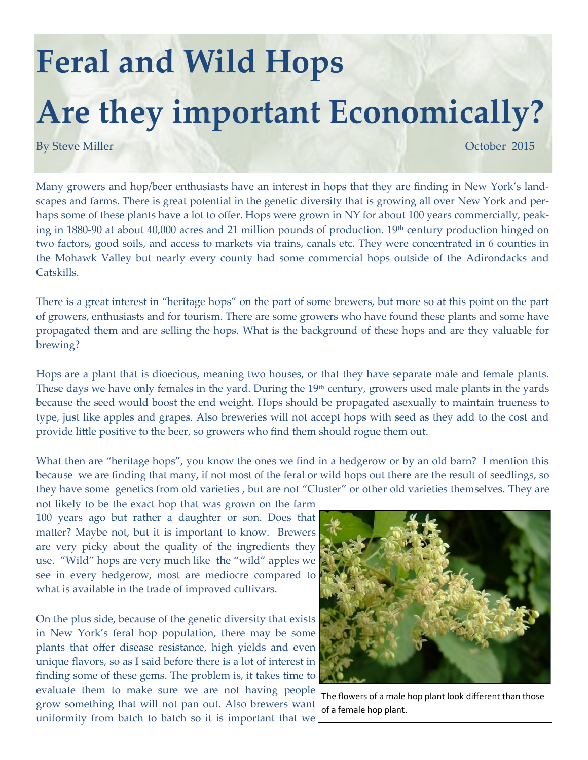# Feral and Wild Hops

# Are they important Economically?

By Steve Miller

October 2015

Many growers and hop/beer enthusiasts have an interest in hops that they are finding in New York's landscapes and farms. There is great potential in the genetic diversity that is growing all over New York and perhaps some of these plants have a lot to offer. Hops were grown in NY for about 100 years commercially, peaking in 1880-90 at about 40,000 acres and 21 million pounds of production. 19th century production hinged on two factors, good soils, and access to markets via trains, canals etc. They were concentrated in 6 counties in the Mohawk Valley but nearly every county had some commercial hops outside of the Adirondacks and Catskills.

There is a great interest in "heritage hops" on the part of some brewers, but more so at this point on the part of growers, enthusiasts and for tourism. There are some growers who have found these plants and some have propagated them and are selling the hops. What is the background of these hops and are they valuable for brewing?

Hops are a plant that is dioecious, meaning two houses, or that they have separate male and female plants. These days we have only females in the yard. During the 19th century, growers used male plants in the yards because the seed would boost the end weight. Hops should be propagated asexually to maintain trueness to type, just like apples and grapes. Also breweries will not accept hops with seed as they add to the cost and provide little positive to the beer, so growers who find them should rogue them out.

What then are "heritage hops", you know the ones we find in a hedgerow or by an old barn? I mention this because we are finding that many, if not most of the feral or wild hops out there are the result of seedlings, so they have some genetics from old varieties , but are not "Cluster" or other old varieties themselves. They are not likely to be the exact hop that was grown on the farm 100 years ago but rather a daughter or son. Does that matter? Maybe not, but it is important to know. Brewers are very picky about the quality of the ingredients they use. "Wild" hops are very much like the "wild" apples we see in every hedgerow, most are mediocre compared to what is available in the trade of improved cultivars.

The flowers of a male hop plant look different than those of a female hop plant.

On the plus side, because of the genetic diversity that exists in New York's feral hop population, there may be some plants that offer disease resistance, high yields and even unique flavors, so as I said before there is a lot of interest in finding some of these gems. The problem is, it takes time to evaluate them to make sure we are not having people grow something that will not pan out. Also brewers want uniformity from batch to batch so it is important that we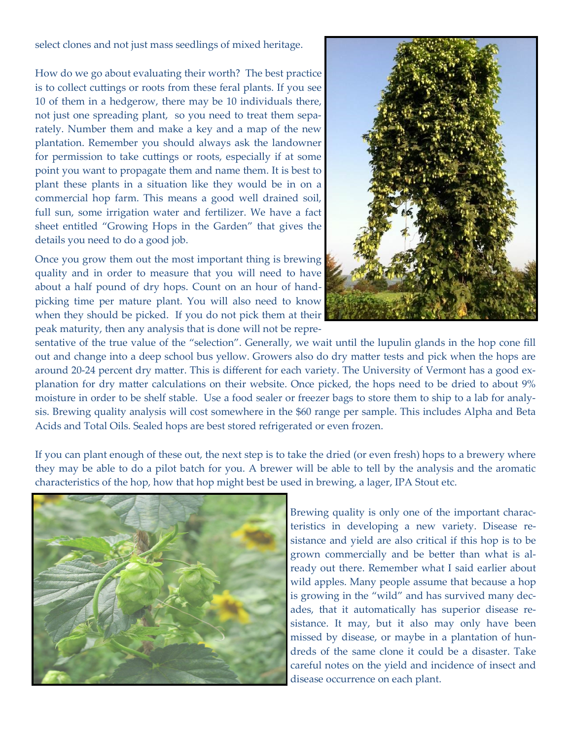select clones and not just mass seedlings of mixed heritage.

How do we go about evaluating their worth? The best practice is to collect cuttings or roots from these feral plants. If you see 10 of them in a hedgerow, there may be 10 individuals there, not just one spreading plant, so you need to treat them separately. Number them and make a key and a map of the new plantation. Remember you should always ask the landowner for permission to take cuttings or roots, especially if at some point you want to propagate them and name them. It is best to plant these plants in a situation like they would be in on a commercial hop farm. This means a good well drained soil, full sun, some irrigation water and fertilizer. We have a fact sheet entitled "Growing Hops in the Garden" that gives the details you need to do a good job.

Once you grow them out the most important thing is brewing quality and in order to measure that you will need to have about a half pound of dry hops. Count on an hour of hand-picking time per mature plant. You will also need to know when they should be picked. If you do not pick them at their peak maturity, then any analysis that is done will not be representative of the true value of the "selection". Generally, we wait until the lupulin glands in the hop cone fill out and change into a deep school bus yellow. Growers also do dry matter tests and pick when the hops are around 20-24 percent dry matter. This is different for each variety. The University of Vermont has a good explanation for dry matter calculations on their website. Once picked, the hops need to be dried to about 9% moisture in order to be shelf stable. Use a food sealer or freezer bags to store them to ship to a lab for analysis. Brewing quality analysis will cost somewhere in the $60 range per sample. This includes Alpha and Beta Acids and Total Oils. Sealed hops are best stored refrigerated or even frozen.

If you can plant enough of these out, the next step is to take the dried (or even fresh) hops to a brewery where they may be able to do a pilot batch for you. A brewer will be able to tell by the analysis and the aromatic characteristics of the hop, how that hop might best be used in brewing, a lager, IPA Stout etc.

Brewing quality is only one of the important characteristics in developing a new variety. Disease resistance and yield are also critical if this hop is to be grown commercially and be better than what is already out there. Remember what I said earlier about wild apples. Many people assume that because a hop is growing in the "wild" and has survived many decades, that it automatically has superior disease resistance. It may, but it also may only have been missed by disease, or maybe in a plantation of hundreds of the same clone it could be a disaster. Take careful notes on the yield and incidence of insect and disease occurrence on each plant.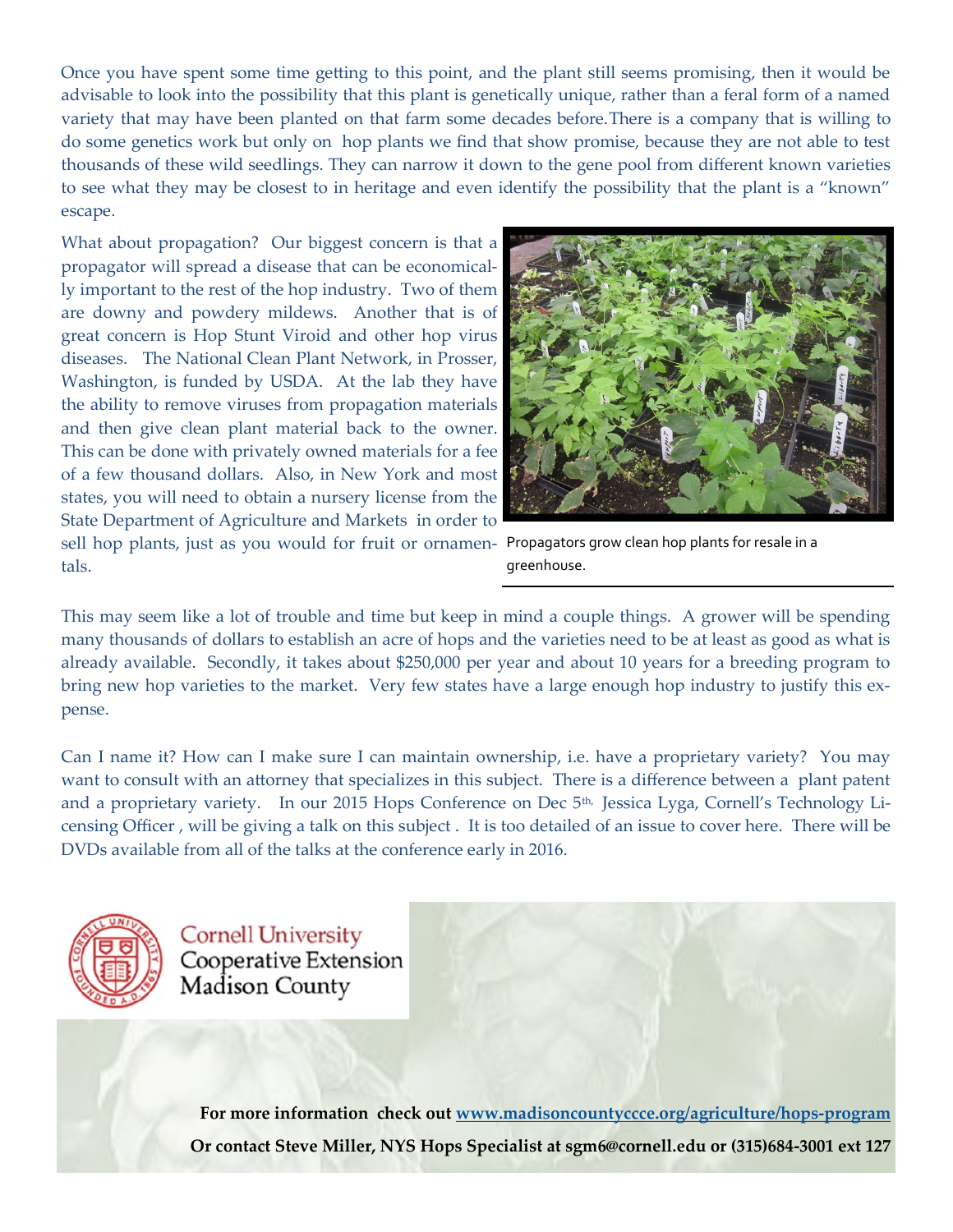Once you have spent some time getting to this point, and the plant still seems promising, then it would be advisable to look into the possibility that this plant is genetically unique, rather than a feral form of a named variety that may have been planted on that farm some decades before.There is a company that is willing to do some genetics work but only on hop plants we find that show promise, because they are not able to test thousands of these wild seedlings. They can narrow it down to the gene pool from different known varieties to see what they may be closest to in heritage and even identify the possibility that the plant is a "known" escape.

What about propagation? Our biggest concern is that a propagator will spread a disease that can be economically important to the rest of the hop industry. Two of them are downy and powdery mildews. Another that is of great concern is Hop Stunt Viroid and other hop virus diseases. The National Clean Plant Network, in Prosser, Washington, is funded by USDA. At the lab they have the ability to remove viruses from propagation materials and then give clean plant material back to the owner. This can be done with privately owned materials for a fee of a few thousand dollars. Also, in New York and most states, you will need to obtain a nursery license from the State Department of Agriculture and Markets in order to sell hop plants, just as you would for fruit or ornamentals.

Propagators grow clean hop plants for resale in a greenhouse.

This may seem like a lot of trouble and time but keep in mind a couple things. A grower will be spending many thousands of dollars to establish an acre of hops and the varieties need to be at least as good as what is already available. Secondly, it takes about $250,000 per year and about 10 years for a breeding program to bring new hop varieties to the market. Very few states have a large enough hop industry to justify this expense.

Can I name it? How can I make sure I can maintain ownership, i.e. have a proprietary variety? You may want to consult with an attorney that specializes in this subject. There is a difference between a plant patent and a proprietary variety. In our 2015 Hops Conference on Dec 5th, Jessica Lyga, Cornell's Technology Licensing Officer , will be giving a talk on this subject . It is too detailed of an issue to cover here. There will be DVDs available from all of the talks at the conference early in 2016.

Cornell University
Cooperative Extension
Madison County

**For more information check out [www.madisoncountyccce.org/agriculture/hops-program](www.madisoncountyccce.org/agriculture/hops-program)**

**Or contact Steve Miller, NYS Hops Specialist at sgm6@cornell.edu or (315)684-3001 ext 127**